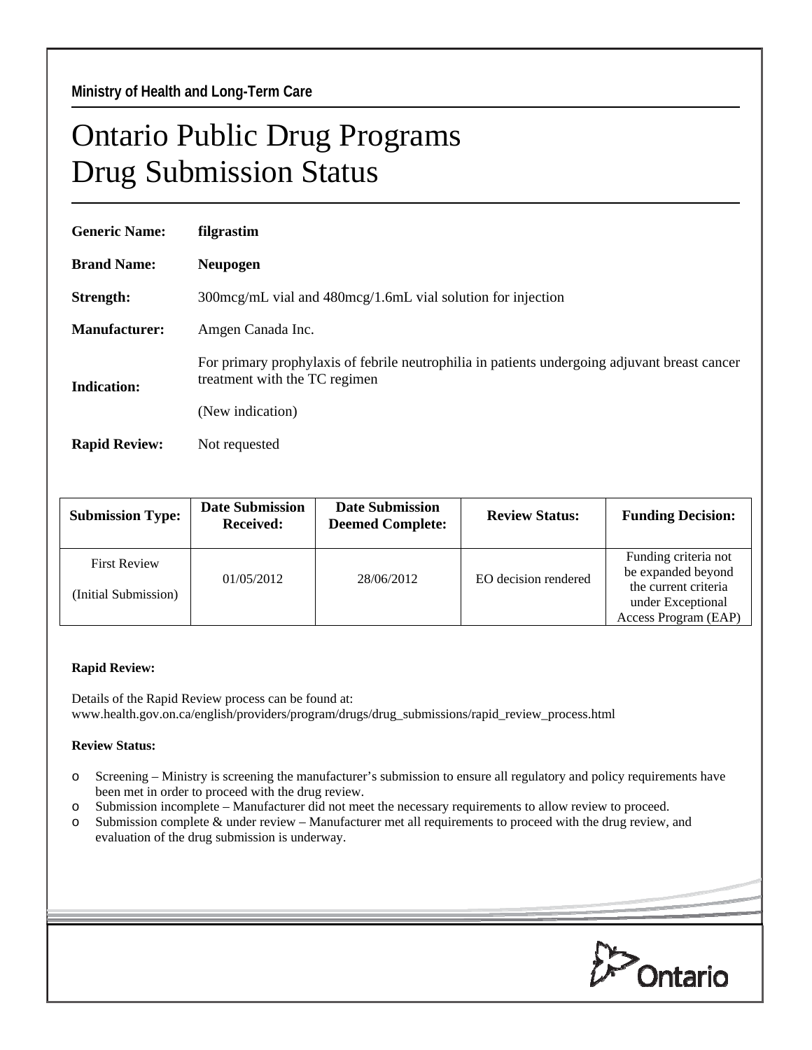**Ministry of Health and Long-Term Care**

# Ontario Public Drug Programs
# Drug Submission Status

**Generic Name:** **filgrastim**

**Brand Name:** **Neupogen**

**Strength:** 300mcg/mL vial and 480mcg/1.6mL vial solution for injection

**Manufacturer:** Amgen Canada Inc.

**Indication:** For primary prophylaxis of febrile neutrophilia in patients undergoing adjuvant breast cancer treatment with the TC regimen

(New indication)

**Rapid Review:** Not requested

| Submission Type: | Date Submission Received: | Date Submission Deemed Complete: | Review Status: | Funding Decision: |
|---|---|---|---|---|
| First Review (Initial Submission) | 01/05/2012 | 28/06/2012 | EO decision rendered | Funding criteria not be expanded beyond the current criteria under Exceptional Access Program (EAP) |

**Rapid Review:**

Details of the Rapid Review process can be found at:
www.health.gov.on.ca/english/providers/program/drugs/drug_submissions/rapid_review_process.html

**Review Status:**

- Screening – Ministry is screening the manufacturer's submission to ensure all regulatory and policy requirements have been met in order to proceed with the drug review.
- Submission incomplete – Manufacturer did not meet the necessary requirements to allow review to proceed.
- Submission complete & under review – Manufacturer met all requirements to proceed with the drug review, and evaluation of the drug submission is underway.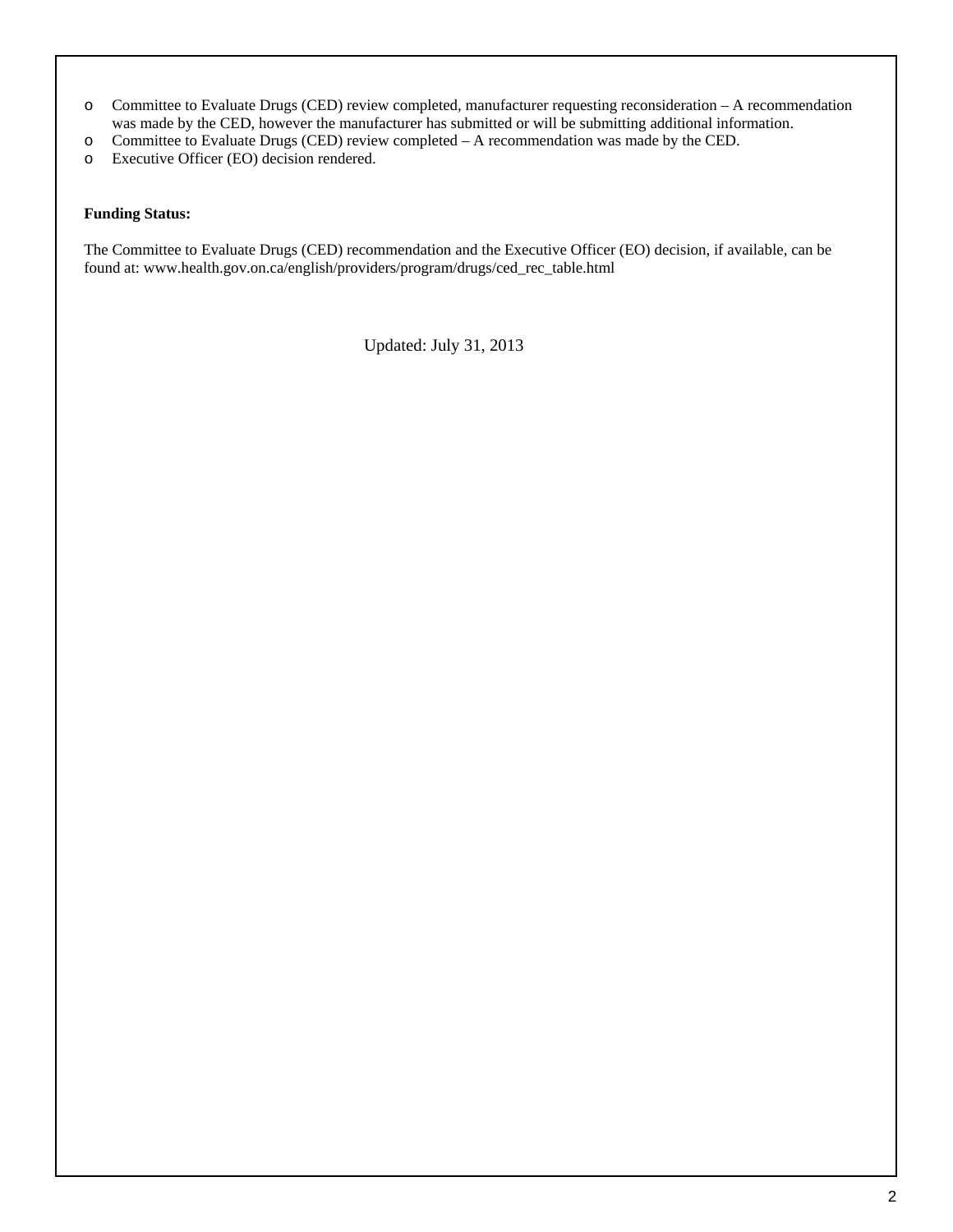- Committee to Evaluate Drugs (CED) review completed, manufacturer requesting reconsideration – A recommendation was made by the CED, however the manufacturer has submitted or will be submitting additional information.
- Committee to Evaluate Drugs (CED) review completed – A recommendation was made by the CED.
- Executive Officer (EO) decision rendered.

**Funding Status:**

The Committee to Evaluate Drugs (CED) recommendation and the Executive Officer (EO) decision, if available, can be found at: www.health.gov.on.ca/english/providers/program/drugs/ced_rec_table.html

Updated: July 31, 2013